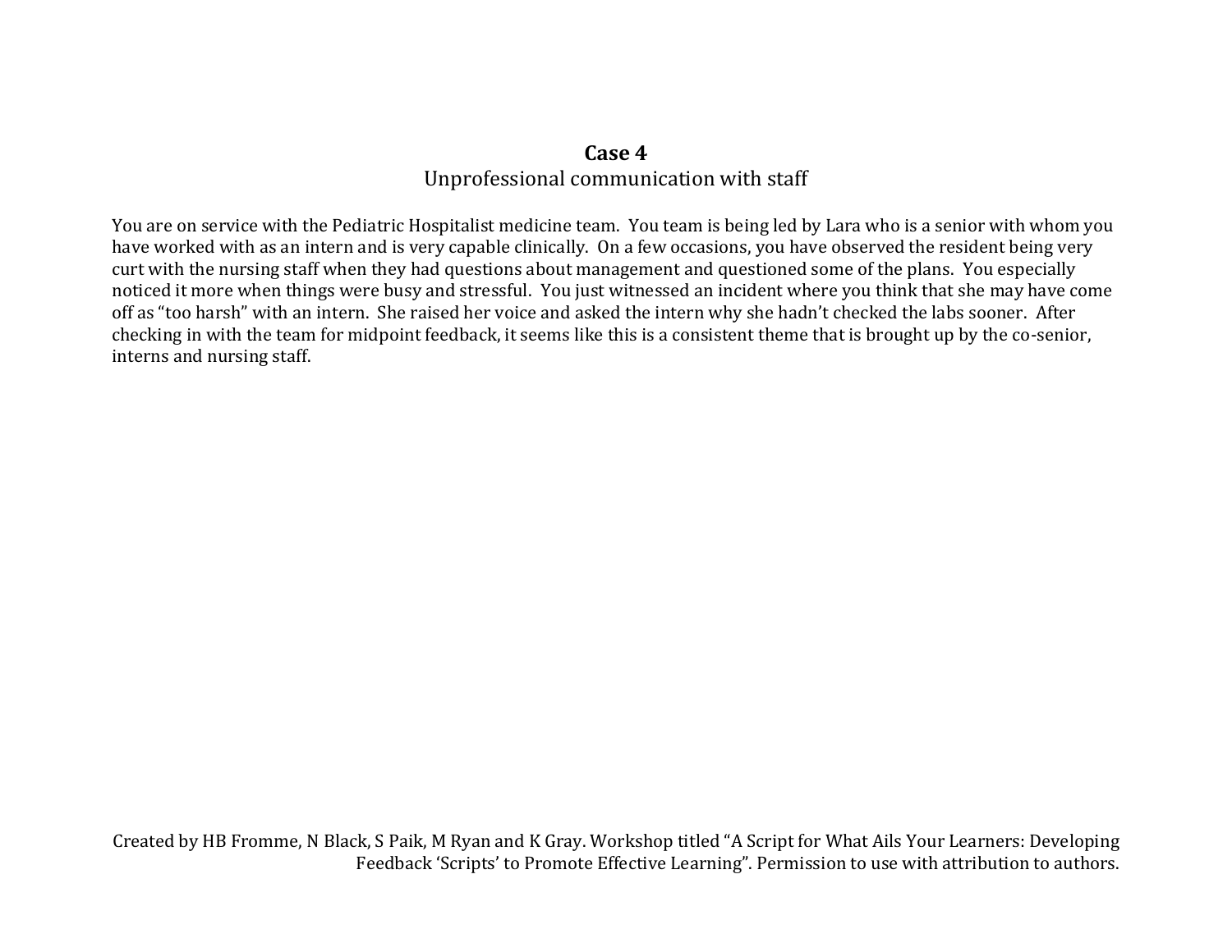# Case 4

Unprofessional communication with staff

You are on service with the Pediatric Hospitalist medicine team. You team is being led by Lara who is a senior with whom you have worked with as an intern and is very capable clinically. On a few occasions, you have observed the resident being very curt with the nursing staff when they had questions about management and questioned some of the plans. You especially noticed it more when things were busy and stressful. You just witnessed an incident where you think that she may have come off as "too harsh" with an intern. She raised her voice and asked the intern why she hadn't checked the labs sooner. After checking in with the team for midpoint feedback, it seems like this is a consistent theme that is brought up by the co-senior, interns and nursing staff.

Created by HB Fromme, N Black, S Paik, M Ryan and K Gray. Workshop titled "A Script for What Ails Your Learners: Developing Feedback 'Scripts' to Promote Effective Learning". Permission to use with attribution to authors.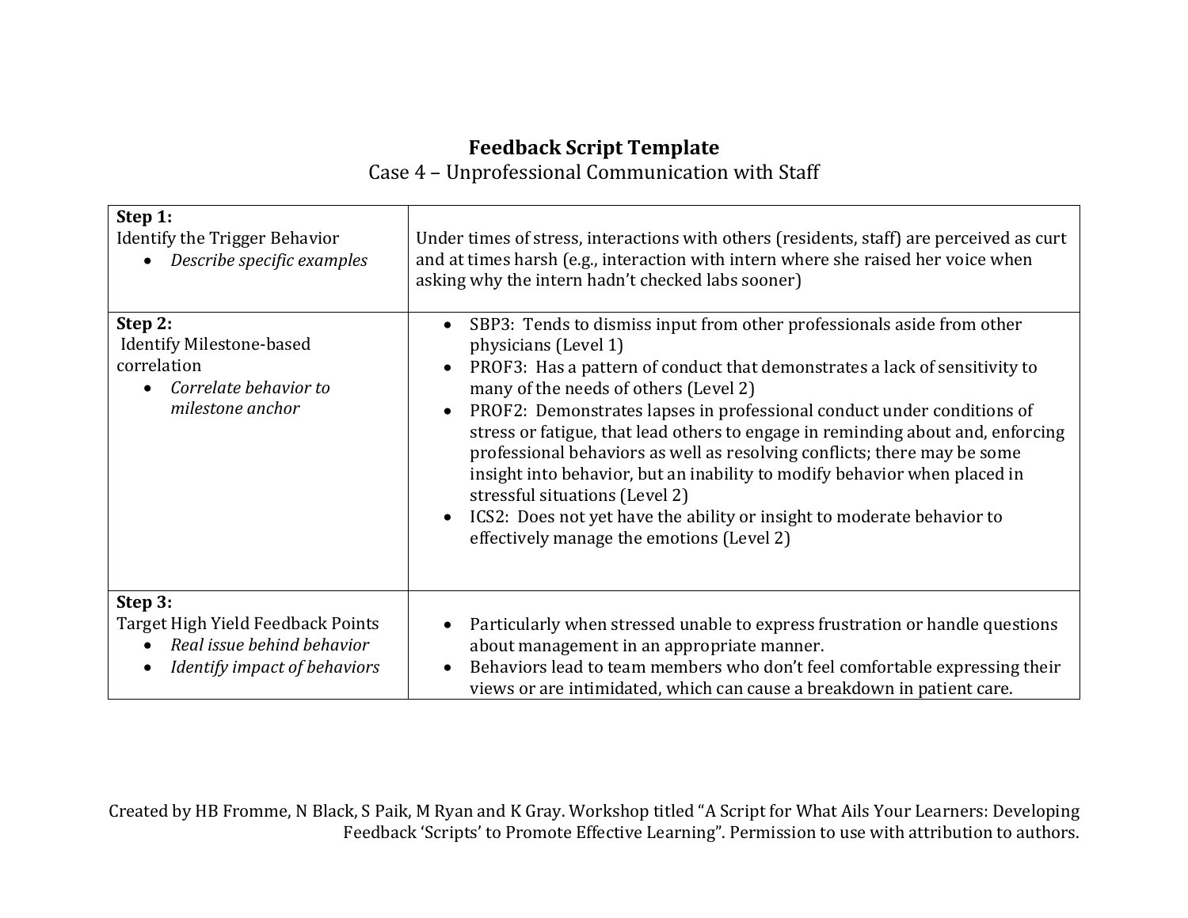# Feedback Script Template

Case 4 – Unprofessional Communication with Staff

| | |
|---|---|
| **Step 1:**<br>Identify the Trigger Behavior<br>• *Describe specific examples* | Under times of stress, interactions with others (residents, staff) are perceived as curt and at times harsh (e.g., interaction with intern where she raised her voice when asking why the intern hadn't checked labs sooner) |
| **Step 2:**<br>Identify Milestone-based correlation<br>• *Correlate behavior to milestone anchor* | • SBP3: Tends to dismiss input from other professionals aside from other physicians (Level 1)<br>• PROF3: Has a pattern of conduct that demonstrates a lack of sensitivity to many of the needs of others (Level 2)<br>• PROF2: Demonstrates lapses in professional conduct under conditions of stress or fatigue, that lead others to engage in reminding about and, enforcing professional behaviors as well as resolving conflicts; there may be some insight into behavior, but an inability to modify behavior when placed in stressful situations (Level 2)<br>• ICS2: Does not yet have the ability or insight to moderate behavior to effectively manage the emotions (Level 2) |
| **Step 3:**<br>Target High Yield Feedback Points<br>• *Real issue behind behavior*<br>• *Identify impact of behaviors* | • Particularly when stressed unable to express frustration or handle questions about management in an appropriate manner.<br>• Behaviors lead to team members who don't feel comfortable expressing their views or are intimidated, which can cause a breakdown in patient care. |

Created by HB Fromme, N Black, S Paik, M Ryan and K Gray. Workshop titled "A Script for What Ails Your Learners: Developing Feedback 'Scripts' to Promote Effective Learning". Permission to use with attribution to authors.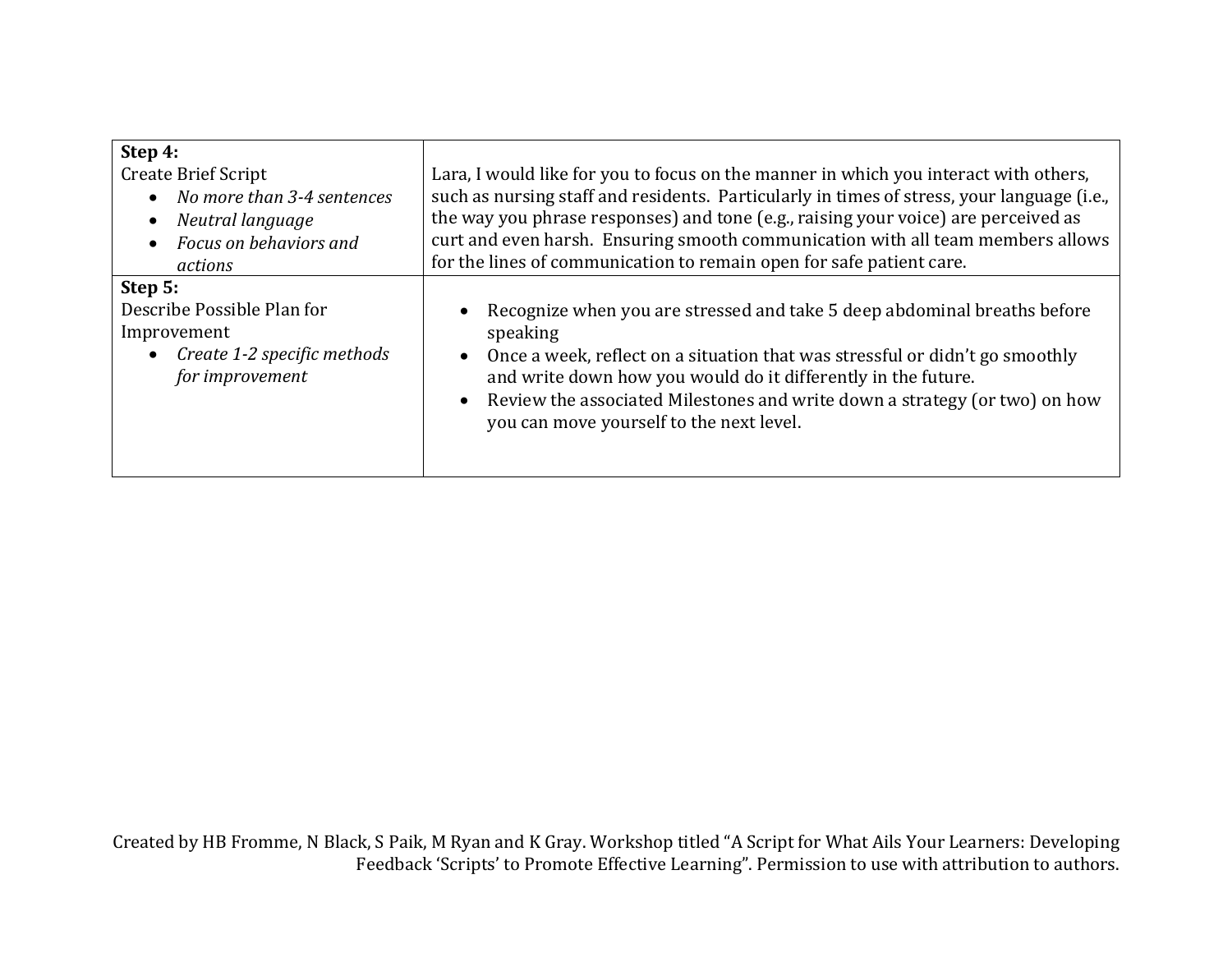| | |
|---|---|
| **Step 4:**<br>Create Brief Script<br>• *No more than 3-4 sentences*<br>• *Neutral language*<br>• *Focus on behaviors and actions* | Lara, I would like for you to focus on the manner in which you interact with others, such as nursing staff and residents. Particularly in times of stress, your language (i.e., the way you phrase responses) and tone (e.g., raising your voice) are perceived as curt and even harsh. Ensuring smooth communication with all team members allows for the lines of communication to remain open for safe patient care. |
| **Step 5:**<br>Describe Possible Plan for Improvement<br>• *Create 1-2 specific methods for improvement* | • Recognize when you are stressed and take 5 deep abdominal breaths before speaking<br>• Once a week, reflect on a situation that was stressful or didn't go smoothly and write down how you would do it differently in the future.<br>• Review the associated Milestones and write down a strategy (or two) on how you can move yourself to the next level. |

Created by HB Fromme, N Black, S Paik, M Ryan and K Gray. Workshop titled "A Script for What Ails Your Learners: Developing Feedback 'Scripts' to Promote Effective Learning". Permission to use with attribution to authors.